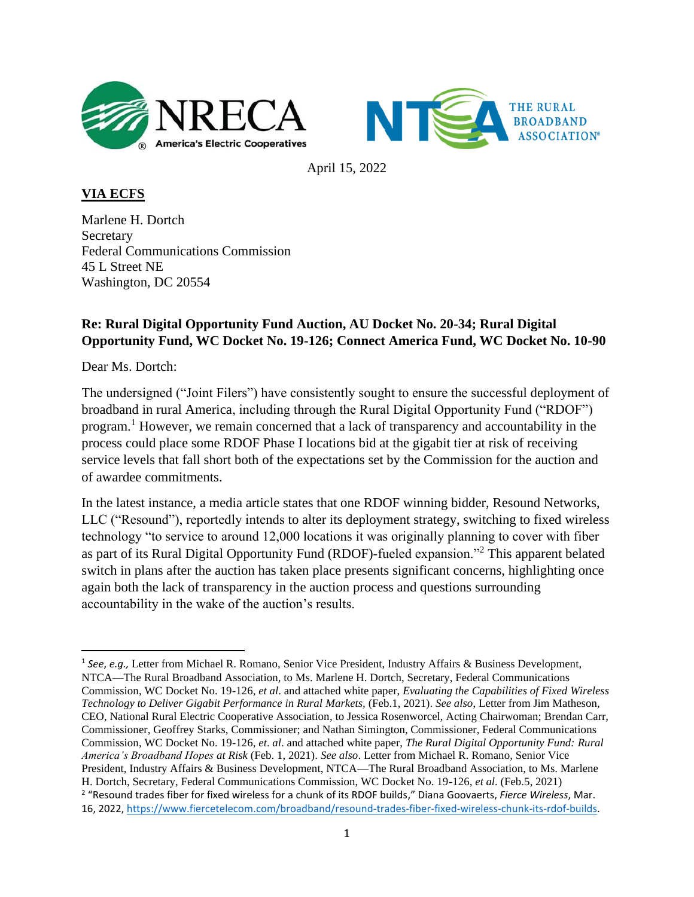April 15, 2022

**VIA ECFS**

Marlene H. Dortch
Secretary
Federal Communications Commission
45 L Street NE
Washington, DC 20554

**Re: Rural Digital Opportunity Fund Auction, AU Docket No. 20-34; Rural Digital Opportunity Fund, WC Docket No. 19-126; Connect America Fund, WC Docket No. 10-90**

Dear Ms. Dortch:

The undersigned ("Joint Filers") have consistently sought to ensure the successful deployment of broadband in rural America, including through the Rural Digital Opportunity Fund ("RDOF") program.[1] However, we remain concerned that a lack of transparency and accountability in the process could place some RDOF Phase I locations bid at the gigabit tier at risk of receiving service levels that fall short both of the expectations set by the Commission for the auction and of awardee commitments.

In the latest instance, a media article states that one RDOF winning bidder, Resound Networks, LLC ("Resound"), reportedly intends to alter its deployment strategy, switching to fixed wireless technology "to service to around 12,000 locations it was originally planning to cover with fiber as part of its Rural Digital Opportunity Fund (RDOF)-fueled expansion."[2] This apparent belated switch in plans after the auction has taken place presents significant concerns, highlighting once again both the lack of transparency in the auction process and questions surrounding accountability in the wake of the auction's results.

---

[1] *See, e.g.,* Letter from Michael R. Romano, Senior Vice President, Industry Affairs & Business Development, NTCA—The Rural Broadband Association, to Ms. Marlene H. Dortch, Secretary, Federal Communications Commission, WC Docket No. 19-126, *et al*. and attached white paper, *Evaluating the Capabilities of Fixed Wireless Technology to Deliver Gigabit Performance in Rural Markets,* (Feb.1, 2021). *See also,* Letter from Jim Matheson, CEO, National Rural Electric Cooperative Association, to Jessica Rosenworcel, Acting Chairwoman; Brendan Carr, Commissioner, Geoffrey Starks, Commissioner; and Nathan Simington, Commissioner, Federal Communications Commission, WC Docket No. 19-126, *et. al*. and attached white paper, *The Rural Digital Opportunity Fund: Rural America's Broadband Hopes at Risk* (Feb. 1, 2021). *See also*. Letter from Michael R. Romano, Senior Vice President, Industry Affairs & Business Development, NTCA—The Rural Broadband Association, to Ms. Marlene H. Dortch, Secretary, Federal Communications Commission, WC Docket No. 19-126, *et al*. (Feb.5, 2021)

[2] "Resound trades fiber for fixed wireless for a chunk of its RDOF builds," Diana Goovaerts, *Fierce Wireless*, Mar. 16, 2022, https://www.fiercetelecom.com/broadband/resound-trades-fiber-fixed-wireless-chunk-its-rdof-builds.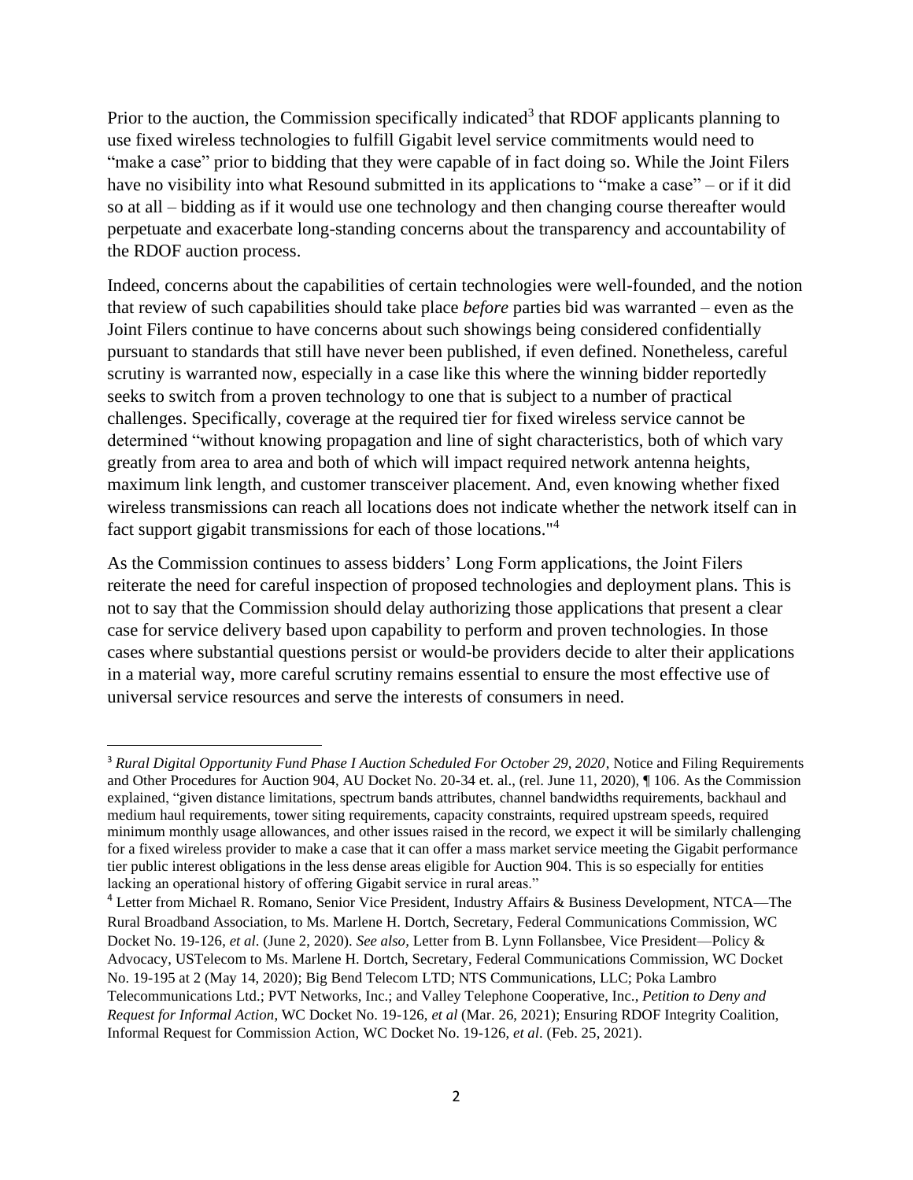Prior to the auction, the Commission specifically indicated[3] that RDOF applicants planning to use fixed wireless technologies to fulfill Gigabit level service commitments would need to "make a case" prior to bidding that they were capable of in fact doing so. While the Joint Filers have no visibility into what Resound submitted in its applications to "make a case" – or if it did so at all – bidding as if it would use one technology and then changing course thereafter would perpetuate and exacerbate long-standing concerns about the transparency and accountability of the RDOF auction process.

Indeed, concerns about the capabilities of certain technologies were well-founded, and the notion that review of such capabilities should take place *before* parties bid was warranted – even as the Joint Filers continue to have concerns about such showings being considered confidentially pursuant to standards that still have never been published, if even defined. Nonetheless, careful scrutiny is warranted now, especially in a case like this where the winning bidder reportedly seeks to switch from a proven technology to one that is subject to a number of practical challenges. Specifically, coverage at the required tier for fixed wireless service cannot be determined "without knowing propagation and line of sight characteristics, both of which vary greatly from area to area and both of which will impact required network antenna heights, maximum link length, and customer transceiver placement. And, even knowing whether fixed wireless transmissions can reach all locations does not indicate whether the network itself can in fact support gigabit transmissions for each of those locations."[4]

As the Commission continues to assess bidders' Long Form applications, the Joint Filers reiterate the need for careful inspection of proposed technologies and deployment plans. This is not to say that the Commission should delay authorizing those applications that present a clear case for service delivery based upon capability to perform and proven technologies. In those cases where substantial questions persist or would-be providers decide to alter their applications in a material way, more careful scrutiny remains essential to ensure the most effective use of universal service resources and serve the interests of consumers in need.

---

[3] *Rural Digital Opportunity Fund Phase I Auction Scheduled For October 29, 2020*, Notice and Filing Requirements and Other Procedures for Auction 904, AU Docket No. 20-34 et. al., (rel. June 11, 2020), ¶ 106. As the Commission explained, "given distance limitations, spectrum bands attributes, channel bandwidths requirements, backhaul and medium haul requirements, tower siting requirements, capacity constraints, required upstream speeds, required minimum monthly usage allowances, and other issues raised in the record, we expect it will be similarly challenging for a fixed wireless provider to make a case that it can offer a mass market service meeting the Gigabit performance tier public interest obligations in the less dense areas eligible for Auction 904. This is so especially for entities lacking an operational history of offering Gigabit service in rural areas."

[4] Letter from Michael R. Romano, Senior Vice President, Industry Affairs & Business Development, NTCA—The Rural Broadband Association, to Ms. Marlene H. Dortch, Secretary, Federal Communications Commission, WC Docket No. 19-126, *et al.* (June 2, 2020). *See also*, Letter from B. Lynn Follansbee, Vice President—Policy & Advocacy, USTelecom to Ms. Marlene H. Dortch, Secretary, Federal Communications Commission, WC Docket No. 19-195 at 2 (May 14, 2020); Big Bend Telecom LTD; NTS Communications, LLC; Poka Lambro Telecommunications Ltd.; PVT Networks, Inc.; and Valley Telephone Cooperative, Inc., *Petition to Deny and Request for Informal Action*, WC Docket No. 19-126, *et al* (Mar. 26, 2021); Ensuring RDOF Integrity Coalition, Informal Request for Commission Action, WC Docket No. 19-126, *et al.* (Feb. 25, 2021).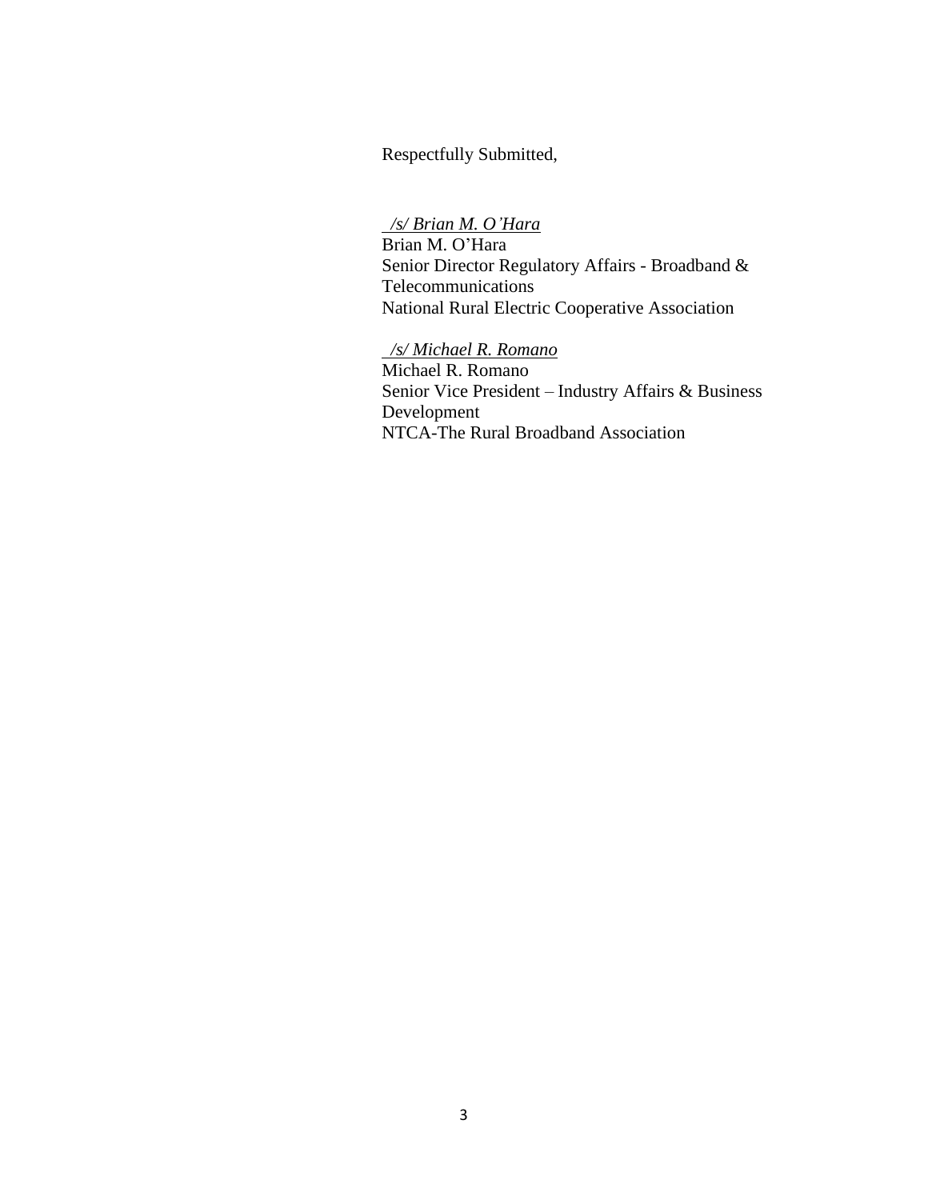Respectfully Submitted,

*/s/ Brian M. O'Hara*
Brian M. O'Hara
Senior Director Regulatory Affairs - Broadband & Telecommunications
National Rural Electric Cooperative Association

*/s/ Michael R. Romano*
Michael R. Romano
Senior Vice President – Industry Affairs & Business Development
NTCA-The Rural Broadband Association